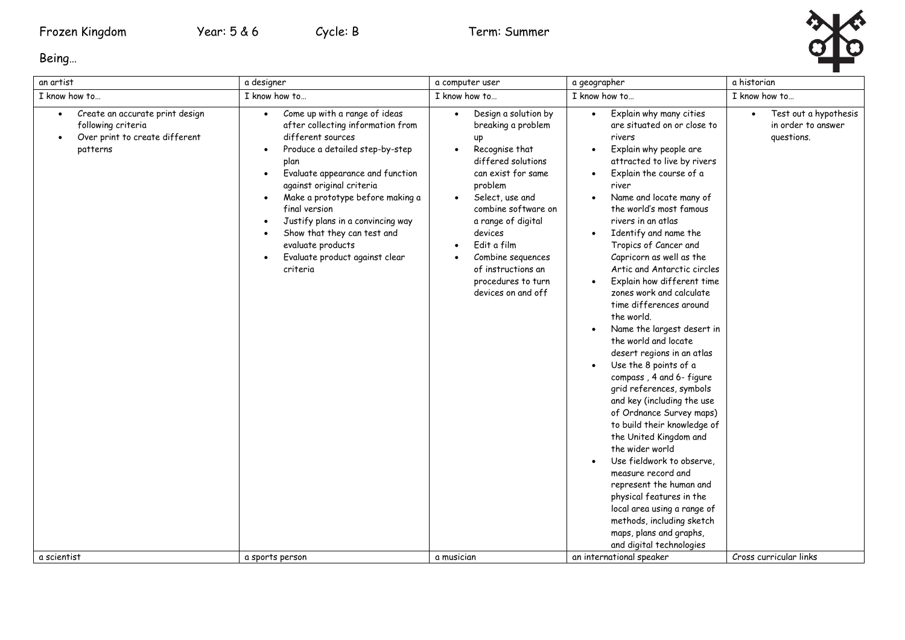Frozen Kingdom Year: 5 & 6 Cycle: B Term: Summer

Being…

| an artist | a designer | a computer user | a geographer | a historian |
|---|---|---|---|---|
| I know how to… | I know how to… | I know how to… | I know how to… | I know how to… |
| • Create an accurate print design following criteria<br>• Over print to create different patterns | • Come up with a range of ideas after collecting information from different sources<br>• Produce a detailed step-by-step plan<br>• Evaluate appearance and function against original criteria<br>• Make a prototype before making a final version<br>• Justify plans in a convincing way<br>• Show that they can test and evaluate products<br>• Evaluate product against clear criteria | • Design a solution by breaking a problem up<br>• Recognise that differed solutions can exist for same problem<br>• Select, use and combine software on a range of digital devices<br>• Edit a film<br>• Combine sequences of instructions an procedures to turn devices on and off | • Explain why many cities are situated on or close to rivers<br>• Explain why people are attracted to live by rivers<br>• Explain the course of a river<br>• Name and locate many of the world's most famous rivers in an atlas<br>• Identify and name the Tropics of Cancer and Capricorn as well as the Artic and Antarctic circles<br>• Explain how different time zones work and calculate time differences around the world.<br>• Name the largest desert in the world and locate desert regions in an atlas<br>• Use the 8 points of a compass , 4 and 6- figure grid references, symbols and key (including the use of Ordnance Survey maps) to build their knowledge of the United Kingdom and the wider world<br>• Use fieldwork to observe, measure record and represent the human and physical features in the local area using a range of methods, including sketch maps, plans and graphs, and digital technologies | • Test out a hypothesis in order to answer questions. |
| a scientist | a sports person | a musician | an international speaker | Cross curricular links |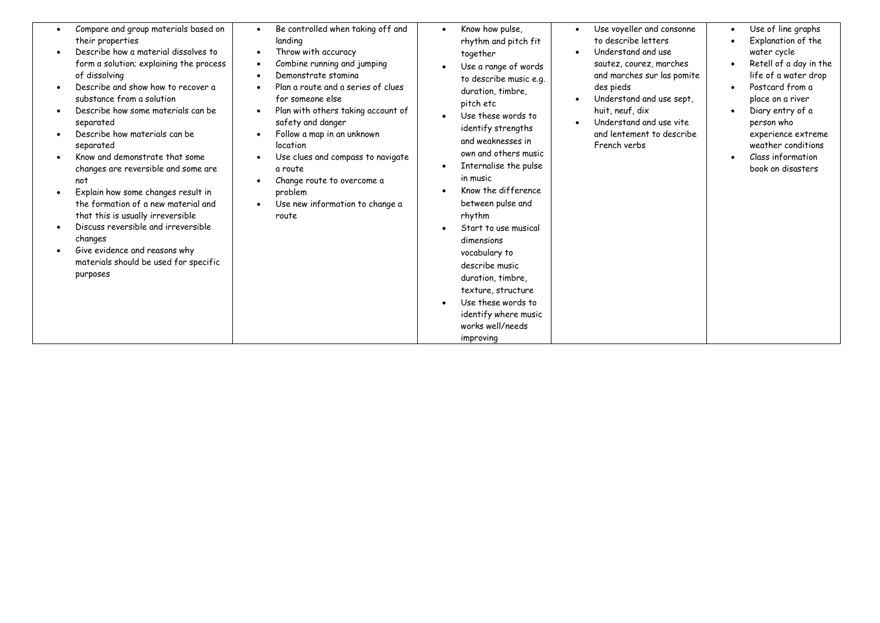| | | | | |
|---|---|---|---|---|
| • Compare and group materials based on their properties<br>• Describe how a material dissolves to form a solution; explaining the process of dissolving<br>• Describe and show how to recover a substance from a solution<br>• Describe how some materials can be separated<br>• Describe how materials can be separated<br>• Know and demonstrate that some changes are reversible and some are not<br>• Explain how some changes result in the formation of a new material and that this is usually irreversible<br>• Discuss reversible and irreversible changes<br>• Give evidence and reasons why materials should be used for specific purposes | • Be controlled when taking off and landing<br>• Throw with accuracy<br>• Combine running and jumping<br>• Demonstrate stamina<br>• Plan a route and a series of clues for someone else<br>• Plan with others taking account of safety and danger<br>• Follow a map in an unknown location<br>• Use clues and compass to navigate a route<br>• Change route to overcome a problem<br>• Use new information to change a route | • Know how pulse, rhythm and pitch fit together<br>• Use a range of words to describe music e.g. duration, timbre, pitch etc<br>• Use these words to identify strengths and weaknesses in own and others music<br>• Internalise the pulse in music<br>• Know the difference between pulse and rhythm<br>• Start to use musical dimensions vocabulary to describe music duration, timbre, texture, structure<br>• Use these words to identify where music works well/needs improving | • Use voyeller and consonne to describe letters<br>• Understand and use sautez, courez, marches and marches sur las pomite des pieds<br>• Understand and use sept, huit, neuf, dix<br>• Understand and use vite and lentement to describe French verbs | • Use of line graphs<br>• Explanation of the water cycle<br>• Retell of a day in the life of a water drop<br>• Postcard from a place on a river<br>• Diary entry of a person who experience extreme weather conditions<br>• Class information book on disasters |